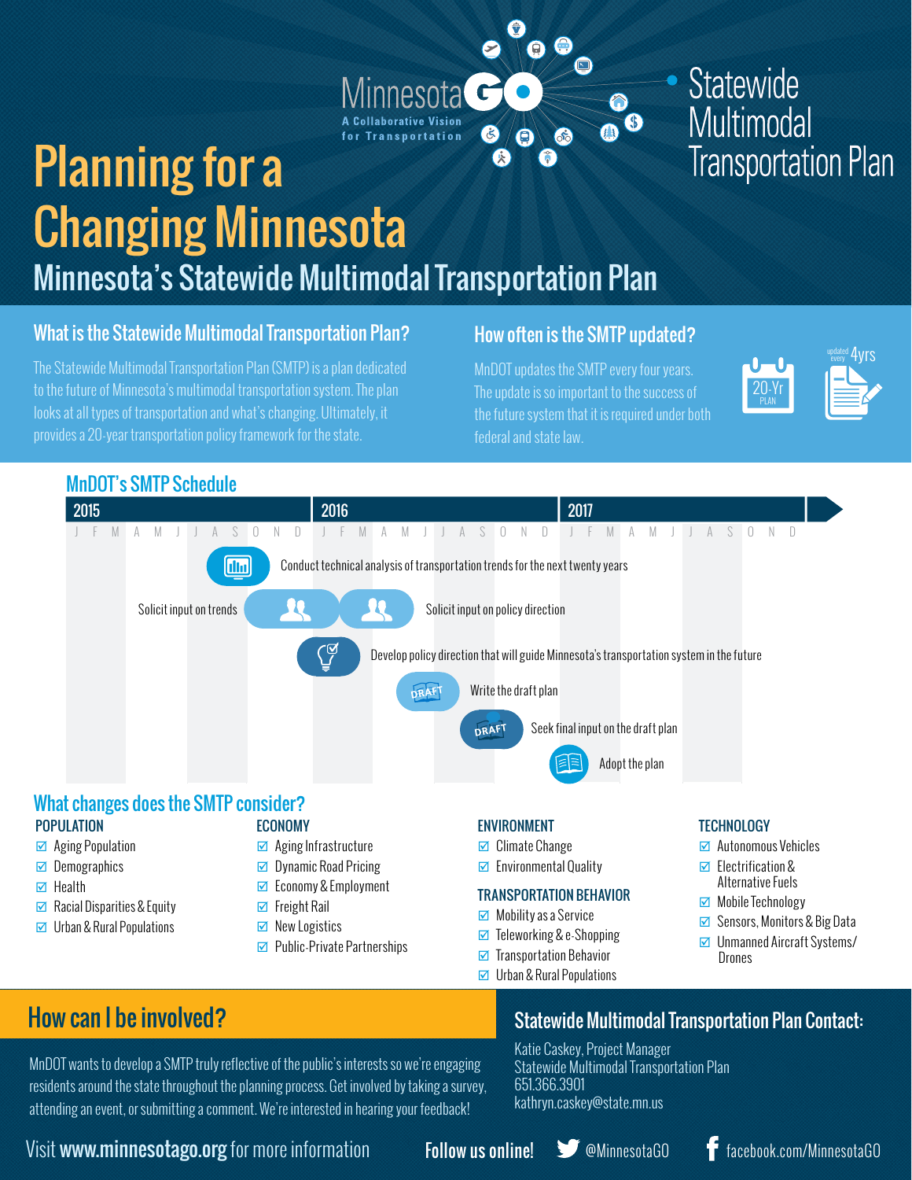MinnesotaGO
A Collaborative Vision for Transportation

Statewide Multimodal Transportation Plan

# Planning for a Changing Minnesota

## Minnesota's Statewide Multimodal Transportation Plan

### What is the Statewide Multimodal Transportation Plan?

The Statewide Multimodal Transportation Plan (SMTP) is a plan dedicated to the future of Minnesota's multimodal transportation system. The plan looks at all types of transportation and what's changing. Ultimately, it provides a 20-year transportation policy framework for the state.

### How often is the SMTP updated?

MnDOT updates the SMTP every four years. The update is so important to the success of the future system that it is required under both federal and state law.

20-Yr PLAN

updated every 4yrs

### MnDOT's SMTP Schedule

2015 | 2016 | 2017

- Conduct technical analysis of transportation trends for the next twenty years
- Solicit input on trends
- Solicit input on policy direction
- Develop policy direction that will guide Minnesota's transportation system in the future
- Write the draft plan
- Seek final input on the draft plan
- Adopt the plan

### What changes does the SMTP consider?

**POPULATION**

- Aging Population
- Demographics
- Health
- Racial Disparities & Equity
- Urban & Rural Populations

**ECONOMY**

- Aging Infrastructure
- Dynamic Road Pricing
- Economy & Employment
- Freight Rail
- New Logistics
- Public-Private Partnerships

**ENVIRONMENT**

- Climate Change
- Environmental Quality

**TRANSPORTATION BEHAVIOR**

- Mobility as a Service
- Teleworking & e-Shopping
- Transportation Behavior
- Urban & Rural Populations

**TECHNOLOGY**

- Autonomous Vehicles
- Electrification & Alternative Fuels
- Mobile Technology
- Sensors, Monitors & Big Data
- Unmanned Aircraft Systems/ Drones

## How can I be involved?

MnDOT wants to develop a SMTP truly reflective of the public's interests so we're engaging residents around the state throughout the planning process. Get involved by taking a survey, attending an event, or submitting a comment. We're interested in hearing your feedback!

### Statewide Multimodal Transportation Plan Contact:

Katie Caskey, Project Manager
Statewide Multimodal Transportation Plan
651.366.3901
kathryn.caskey@state.mn.us

Visit **www.minnesotago.org** for more information

**Follow us online!** @MinnesotaGO facebook.com/MinnesotaGO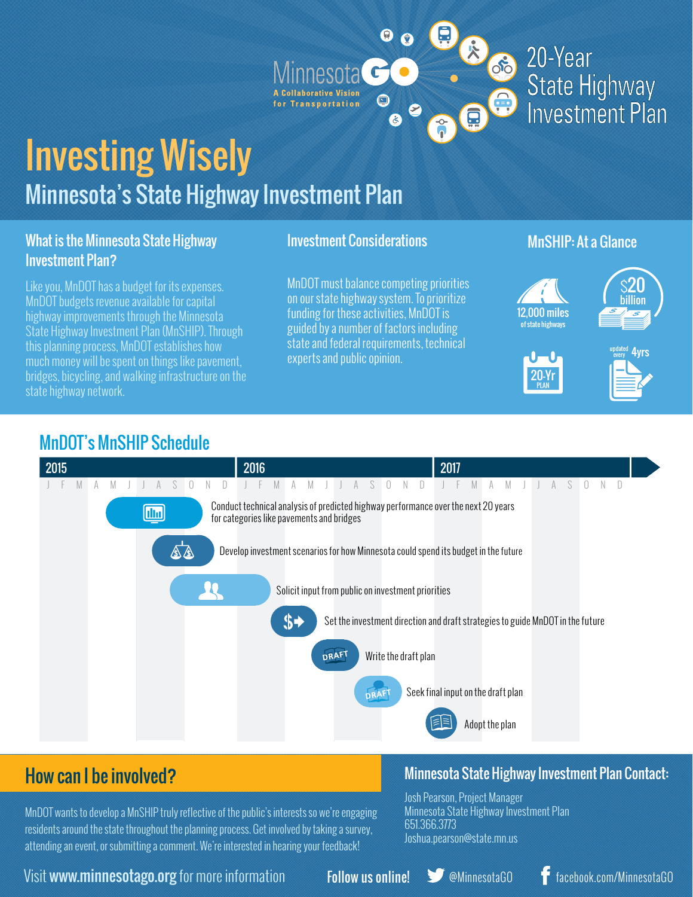Minnesota GO
A Collaborative Vision for Transportation

20-Year State Highway Investment Plan

# Investing Wisely

## Minnesota's State Highway Investment Plan

### What is the Minnesota State Highway Investment Plan?

Like you, MnDOT has a budget for its expenses. MnDOT budgets revenue available for capital highway improvements through the Minnesota State Highway Investment Plan (MnSHIP). Through this planning process, MnDOT establishes how much money will be spent on things like pavement, bridges, bicycling, and walking infrastructure on the state highway network.

### Investment Considerations

MnDOT must balance competing priorities on our state highway system. To prioritize funding for these activities, MnDOT is guided by a number of factors including state and federal requirements, technical experts and public opinion.

### MnSHIP: At a Glance

12,000 miles
of state highways

$20 billion

20-Yr PLAN

updated every 4yrs

## MnDOT's MnSHIP Schedule

2015
2016
2017

J F M A M J J A S O N D J F M A M J J A S O N D J F M A M J J A S O N D

- Conduct technical analysis of predicted highway performance over the next 20 years for categories like pavements and bridges
- Develop investment scenarios for how Minnesota could spend its budget in the future
- Solicit input from public on investment priorities
- Set the investment direction and draft strategies to guide MnDOT in the future
- Write the draft plan
- Seek final input on the draft plan
- Adopt the plan

## How can I be involved?

MnDOT wants to develop a MnSHIP truly reflective of the public's interests so we're engaging residents around the state throughout the planning process. Get involved by taking a survey, attending an event, or submitting a comment. We're interested in hearing your feedback!

### Minnesota State Highway Investment Plan Contact:

Josh Pearson, Project Manager
Minnesota State Highway Investment Plan
651.366.3773
Joshua.pearson@state.mn.us

Visit **www.minnesotago.org** for more information

**Follow us online!** @MinnesotaGO facebook.com/MinnesotaGO